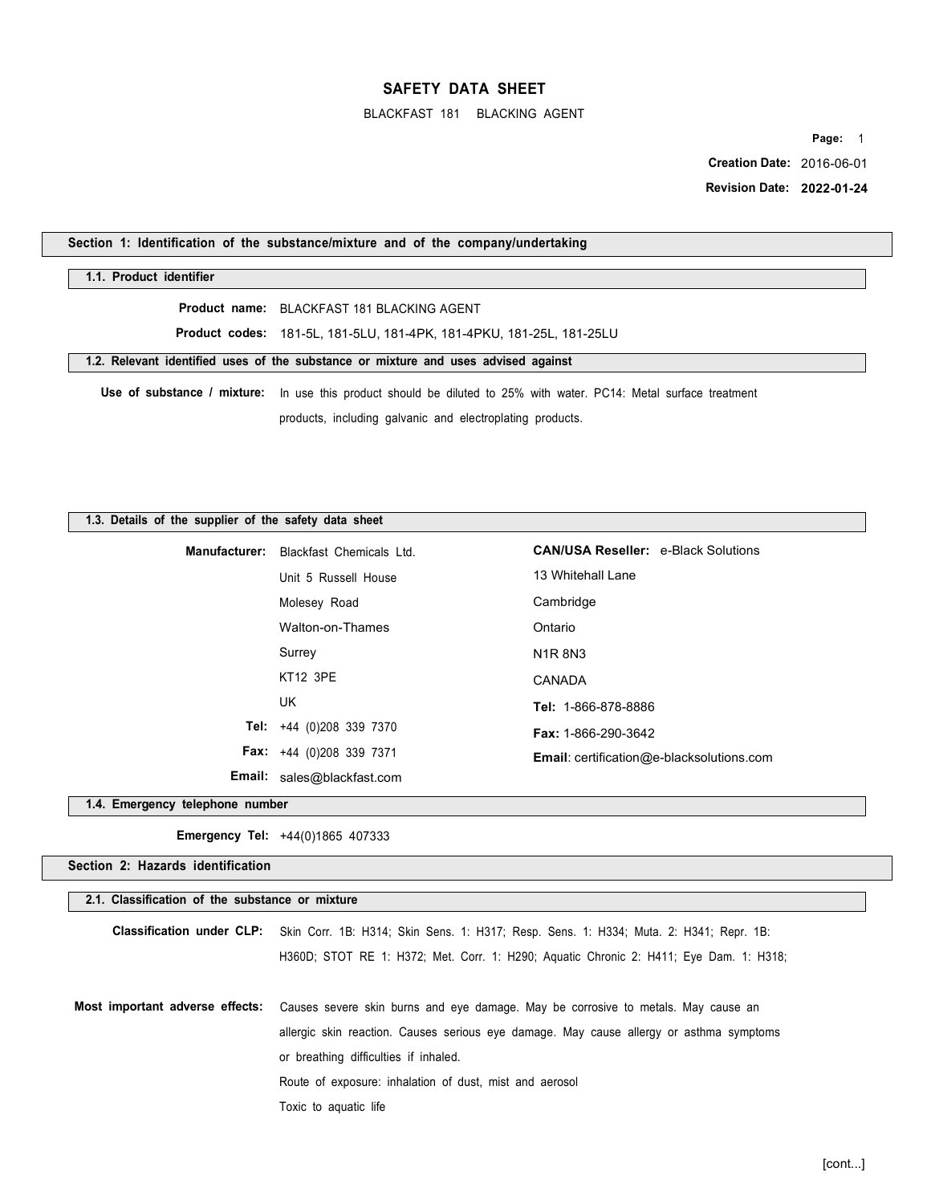# SAFETY DATA SHEET

BLACKFAST 181 BLACKING AGENT

**Creation Date:** 2016-06-01

**Revision Date:** **2022-01-24**

## Section 1: Identification of the substance/mixture and of the company/undertaking

### 1.1. Product identifier

**Product name:** BLACKFAST 181 BLACKING AGENT

**Product codes:** 181-5L, 181-5LU, 181-4PK, 181-4PKU, 181-25L, 181-25LU

### 1.2. Relevant identified uses of the substance or mixture and uses advised against

**Use of substance / mixture:** In use this product should be diluted to 25% with water. PC14: Metal surface treatment products, including galvanic and electroplating products.

### 1.3. Details of the supplier of the safety data sheet

**Manufacturer:** Blackfast Chemicals Ltd.
Unit 5 Russell House
Molesey Road
Walton-on-Thames
Surrey
KT12 3PE
UK

**Tel:** +44 (0)208 339 7370

**Fax:** +44 (0)208 339 7371

**Email:** sales@blackfast.com

**CAN/USA Reseller:** e-Black Solutions
13 Whitehall Lane
Cambridge
Ontario
N1R 8N3
CANADA

**Tel:** 1-866-878-8886

**Fax:** 1-866-290-3642

**Email**: certification@e-blacksolutions.com

### 1.4. Emergency telephone number

**Emergency Tel:** +44(0)1865 407333

## Section 2: Hazards identification

### 2.1. Classification of the substance or mixture

**Classification under CLP:** Skin Corr. 1B: H314; Skin Sens. 1: H317; Resp. Sens. 1: H334; Muta. 2: H341; Repr. 1B: H360D; STOT RE 1: H372; Met. Corr. 1: H290; Aquatic Chronic 2: H411; Eye Dam. 1: H318;

**Most important adverse effects:** Causes severe skin burns and eye damage. May be corrosive to metals. May cause an allergic skin reaction. Causes serious eye damage. May cause allergy or asthma symptoms or breathing difficulties if inhaled.

Route of exposure: inhalation of dust, mist and aerosol

Toxic to aquatic life

[cont...]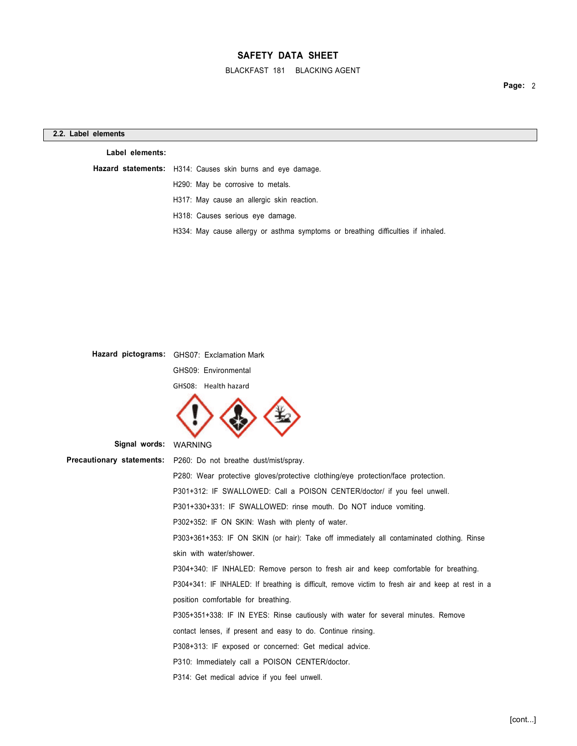## 2.2. Label elements

**Label elements:**

**Hazard statements:** H314: Causes skin burns and eye damage.

H290: May be corrosive to metals.

H317: May cause an allergic skin reaction.

H318: Causes serious eye damage.

H334: May cause allergy or asthma symptoms or breathing difficulties if inhaled.

**Hazard pictograms:** GHS07: Exclamation Mark

GHS09: Environmental

GHS08: Health hazard

**Signal words:** WARNING

**Precautionary statements:** P260: Do not breathe dust/mist/spray.

P280: Wear protective gloves/protective clothing/eye protection/face protection.

P301+312: IF SWALLOWED: Call a POISON CENTER/doctor/ if you feel unwell.

P301+330+331: IF SWALLOWED: rinse mouth. Do NOT induce vomiting.

P302+352: IF ON SKIN: Wash with plenty of water.

P303+361+353: IF ON SKIN (or hair): Take off immediately all contaminated clothing. Rinse skin with water/shower.

P304+340: IF INHALED: Remove person to fresh air and keep comfortable for breathing.

P304+341: IF INHALED: If breathing is difficult, remove victim to fresh air and keep at rest in a position comfortable for breathing.

P305+351+338: IF IN EYES: Rinse cautiously with water for several minutes. Remove contact lenses, if present and easy to do. Continue rinsing.

P308+313: IF exposed or concerned: Get medical advice.

P310: Immediately call a POISON CENTER/doctor.

P314: Get medical advice if you feel unwell.

[cont...]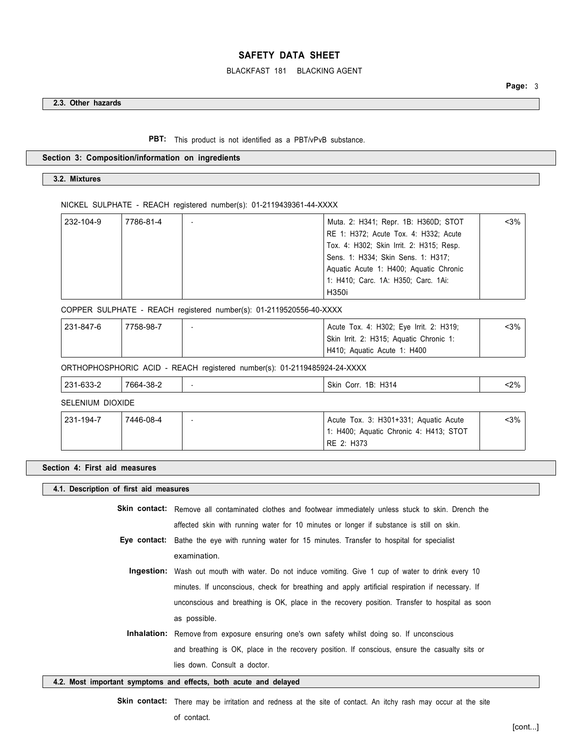### 2.3. Other hazards

**PBT:** This product is not identified as a PBT/vPvB substance.

## Section 3: Composition/information on ingredients

### 3.2. Mixtures

NICKEL SULPHATE - REACH registered number(s): 01-2119439361-44-XXXX

| | | | | |
|---|---|---|---|---|
| 232-104-9 | 7786-81-4 | - | Muta. 2: H341; Repr. 1B: H360D; STOT RE 1: H372; Acute Tox. 4: H332; Acute Tox. 4: H302; Skin Irrit. 2: H315; Resp. Sens. 1: H334; Skin Sens. 1: H317; Aquatic Acute 1: H400; Aquatic Chronic 1: H410; Carc. 1A: H350; Carc. 1Ai: H350i | <3% |

COPPER SULPHATE - REACH registered number(s): 01-2119520556-40-XXXX

| | | | | |
|---|---|---|---|---|
| 231-847-6 | 7758-98-7 | - | Acute Tox. 4: H302; Eye Irrit. 2: H319; Skin Irrit. 2: H315; Aquatic Chronic 1: H410; Aquatic Acute 1: H400 | <3% |

ORTHOPHOSPHORIC ACID - REACH registered number(s): 01-2119485924-24-XXXX

| | | | | |
|---|---|---|---|---|
| 231-633-2 | 7664-38-2 | - | Skin Corr. 1B: H314 | <2% |

SELENIUM DIOXIDE

| | | | | |
|---|---|---|---|---|
| 231-194-7 | 7446-08-4 | - | Acute Tox. 3: H301+331; Aquatic Acute 1: H400; Aquatic Chronic 4: H413; STOT RE 2: H373 | <3% |

## Section 4: First aid measures

### 4.1. Description of first aid measures

**Skin contact:** Remove all contaminated clothes and footwear immediately unless stuck to skin. Drench the affected skin with running water for 10 minutes or longer if substance is still on skin.

**Eye contact:** Bathe the eye with running water for 15 minutes. Transfer to hospital for specialist examination.

**Ingestion:** Wash out mouth with water. Do not induce vomiting. Give 1 cup of water to drink every 10 minutes. If unconscious, check for breathing and apply artificial respiration if necessary. If unconscious and breathing is OK, place in the recovery position. Transfer to hospital as soon as possible.

**Inhalation:** Remove from exposure ensuring one's own safety whilst doing so. If unconscious and breathing is OK, place in the recovery position. If conscious, ensure the casualty sits or lies down. Consult a doctor.

### 4.2. Most important symptoms and effects, both acute and delayed

**Skin contact:** There may be irritation and redness at the site of contact. An itchy rash may occur at the site of contact.

[cont...]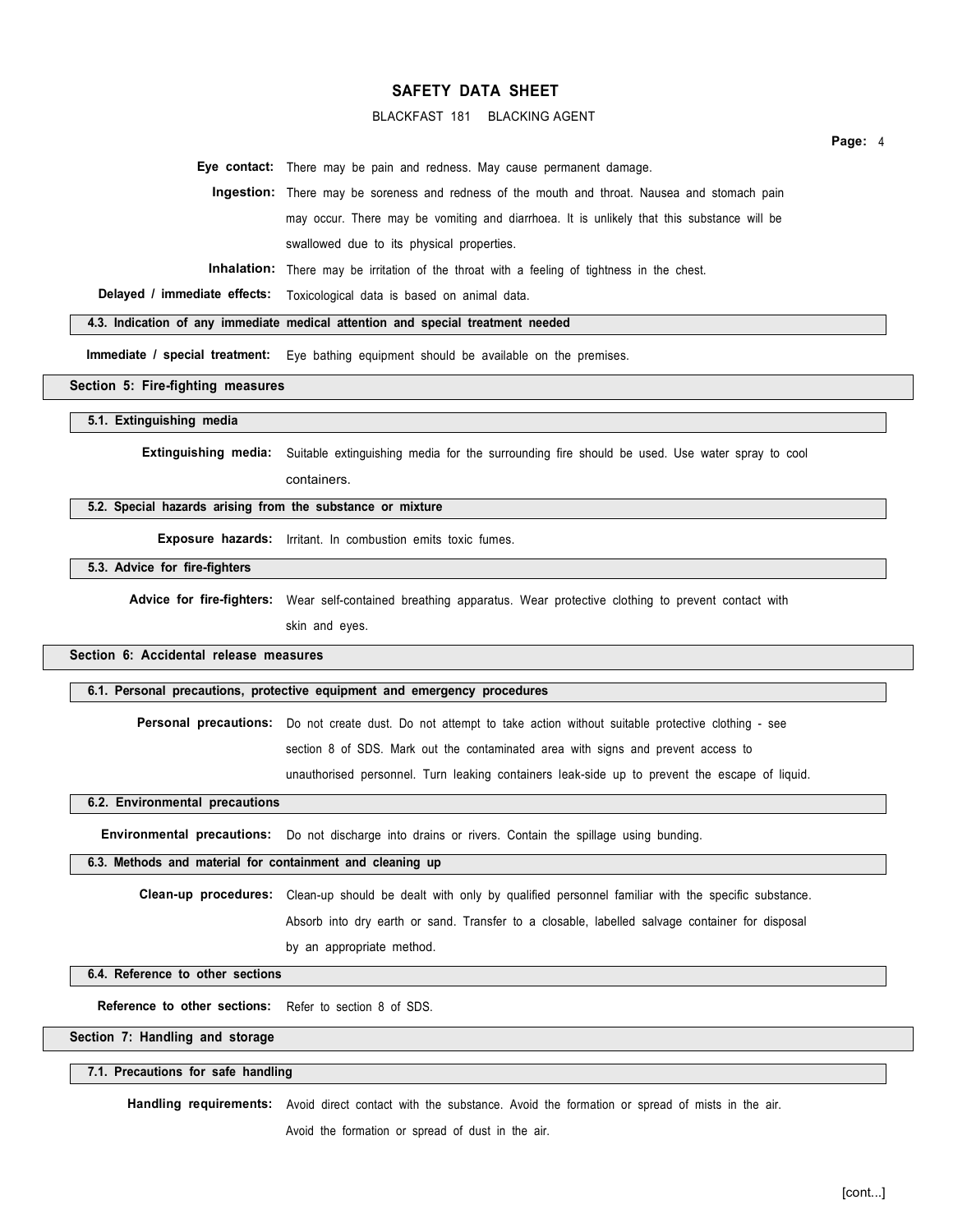**Eye contact:** There may be pain and redness. May cause permanent damage.

**Ingestion:** There may be soreness and redness of the mouth and throat. Nausea and stomach pain may occur. There may be vomiting and diarrhoea. It is unlikely that this substance will be swallowed due to its physical properties.

**Inhalation:** There may be irritation of the throat with a feeling of tightness in the chest.

**Delayed / immediate effects:** Toxicological data is based on animal data.

### 4.3. Indication of any immediate medical attention and special treatment needed

**Immediate / special treatment:** Eye bathing equipment should be available on the premises.

## Section 5: Fire-fighting measures

### 5.1. Extinguishing media

**Extinguishing media:** Suitable extinguishing media for the surrounding fire should be used. Use water spray to cool containers.

### 5.2. Special hazards arising from the substance or mixture

**Exposure hazards:** Irritant. In combustion emits toxic fumes.

### 5.3. Advice for fire-fighters

**Advice for fire-fighters:** Wear self-contained breathing apparatus. Wear protective clothing to prevent contact with skin and eyes.

## Section 6: Accidental release measures

### 6.1. Personal precautions, protective equipment and emergency procedures

**Personal precautions:** Do not create dust. Do not attempt to take action without suitable protective clothing - see section 8 of SDS. Mark out the contaminated area with signs and prevent access to unauthorised personnel. Turn leaking containers leak-side up to prevent the escape of liquid.

### 6.2. Environmental precautions

**Environmental precautions:** Do not discharge into drains or rivers. Contain the spillage using bunding.

### 6.3. Methods and material for containment and cleaning up

**Clean-up procedures:** Clean-up should be dealt with only by qualified personnel familiar with the specific substance. Absorb into dry earth or sand. Transfer to a closable, labelled salvage container for disposal by an appropriate method.

### 6.4. Reference to other sections

**Reference to other sections:** Refer to section 8 of SDS.

## Section 7: Handling and storage

### 7.1. Precautions for safe handling

**Handling requirements:** Avoid direct contact with the substance. Avoid the formation or spread of mists in the air. Avoid the formation or spread of dust in the air.

[cont...]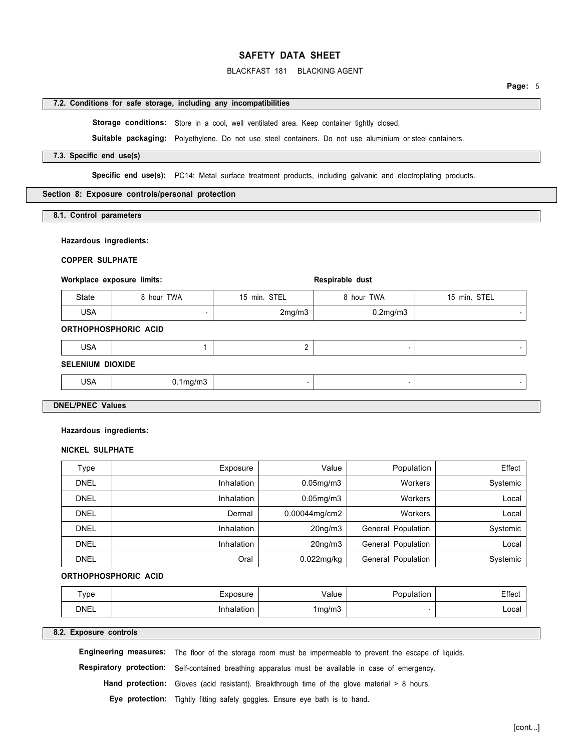### 7.2. Conditions for safe storage, including any incompatibilities

**Storage conditions:** Store in a cool, well ventilated area. Keep container tightly closed.

**Suitable packaging:** Polyethylene. Do not use steel containers. Do not use aluminium or steel containers.

### 7.3. Specific end use(s)

**Specific end use(s):** PC14: Metal surface treatment products, including galvanic and electroplating products.

## Section 8: Exposure controls/personal protection

### 8.1. Control parameters

**Hazardous ingredients:**

**COPPER SULPHATE**

**Workplace exposure limits:**

| | Workplace exposure limits: | | Respirable dust | |
|---|---|---|---|---|
| State | 8 hour TWA | 15 min. STEL | 8 hour TWA | 15 min. STEL |
| USA | - | 2mg/m3 | 0.2mg/m3 | - |
| **ORTHOPHOSPHORIC ACID** | | | | |
| USA | 1 | 2 | - | - |
| **SELENIUM DIOXIDE** | | | | |
| USA | 0.1mg/m3 | - | - | - |

### DNEL/PNEC Values

**Hazardous ingredients:**

**NICKEL SULPHATE**

| Type | Exposure | Value | Population | Effect |
|---|---|---|---|---|
| DNEL | Inhalation | 0.05mg/m3 | Workers | Systemic |
| DNEL | Inhalation | 0.05mg/m3 | Workers | Local |
| DNEL | Dermal | 0.00044mg/cm2 | Workers | Local |
| DNEL | Inhalation | 20ng/m3 | General Population | Systemic |
| DNEL | Inhalation | 20ng/m3 | General Population | Local |
| DNEL | Oral | 0.022mg/kg | General Population | Systemic |

**ORTHOPHOSPHORIC ACID**

| Type | Exposure | Value | Population | Effect |
|---|---|---|---|---|
| DNEL | Inhalation | 1mg/m3 | - | Local |

### 8.2. Exposure controls

**Engineering measures:** The floor of the storage room must be impermeable to prevent the escape of liquids.

**Respiratory protection:** Self-contained breathing apparatus must be available in case of emergency.

**Hand protection:** Gloves (acid resistant). Breakthrough time of the glove material > 8 hours.

**Eye protection:** Tightly fitting safety goggles. Ensure eye bath is to hand.

[cont...]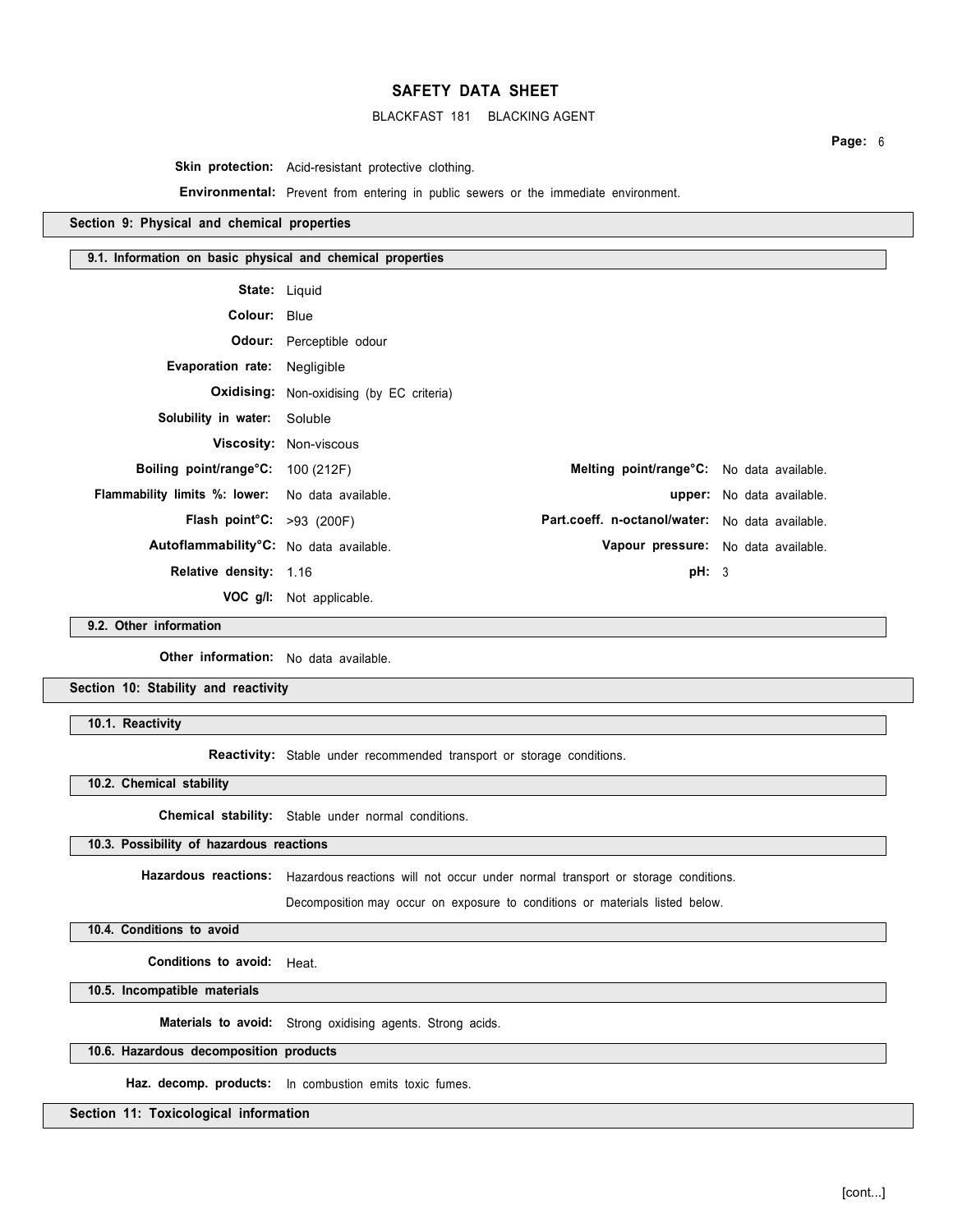**Skin protection:** Acid-resistant protective clothing.

**Environmental:** Prevent from entering in public sewers or the immediate environment.

## Section 9: Physical and chemical properties

### 9.1. Information on basic physical and chemical properties

**State:** Liquid

**Colour:** Blue

**Odour:** Perceptible odour

**Evaporation rate:** Negligible

**Oxidising:** Non-oxidising (by EC criteria)

**Solubility in water:** Soluble

**Viscosity:** Non-viscous

| | | | |
|---|---|---|---|
| **Boiling point/range°C:** | 100 (212F) | **Melting point/range°C:** | No data available. |
| **Flammability limits %: lower:** | No data available. | **upper:** | No data available. |
| **Flash point°C:** | >93 (200F) | **Part.coeff. n-octanol/water:** | No data available. |
| **Autoflammability°C:** | No data available. | **Vapour pressure:** | No data available. |
| **Relative density:** | 1.16 | **pH:** | 3 |
| **VOC g/l:** | Not applicable. | | |

### 9.2. Other information

**Other information:** No data available.

## Section 10: Stability and reactivity

### 10.1. Reactivity

**Reactivity:** Stable under recommended transport or storage conditions.

### 10.2. Chemical stability

**Chemical stability:** Stable under normal conditions.

### 10.3. Possibility of hazardous reactions

**Hazardous reactions:** Hazardous reactions will not occur under normal transport or storage conditions.

Decomposition may occur on exposure to conditions or materials listed below.

### 10.4. Conditions to avoid

**Conditions to avoid:** Heat.

### 10.5. Incompatible materials

**Materials to avoid:** Strong oxidising agents. Strong acids.

### 10.6. Hazardous decomposition products

**Haz. decomp. products:** In combustion emits toxic fumes.

## Section 11: Toxicological information

[cont...]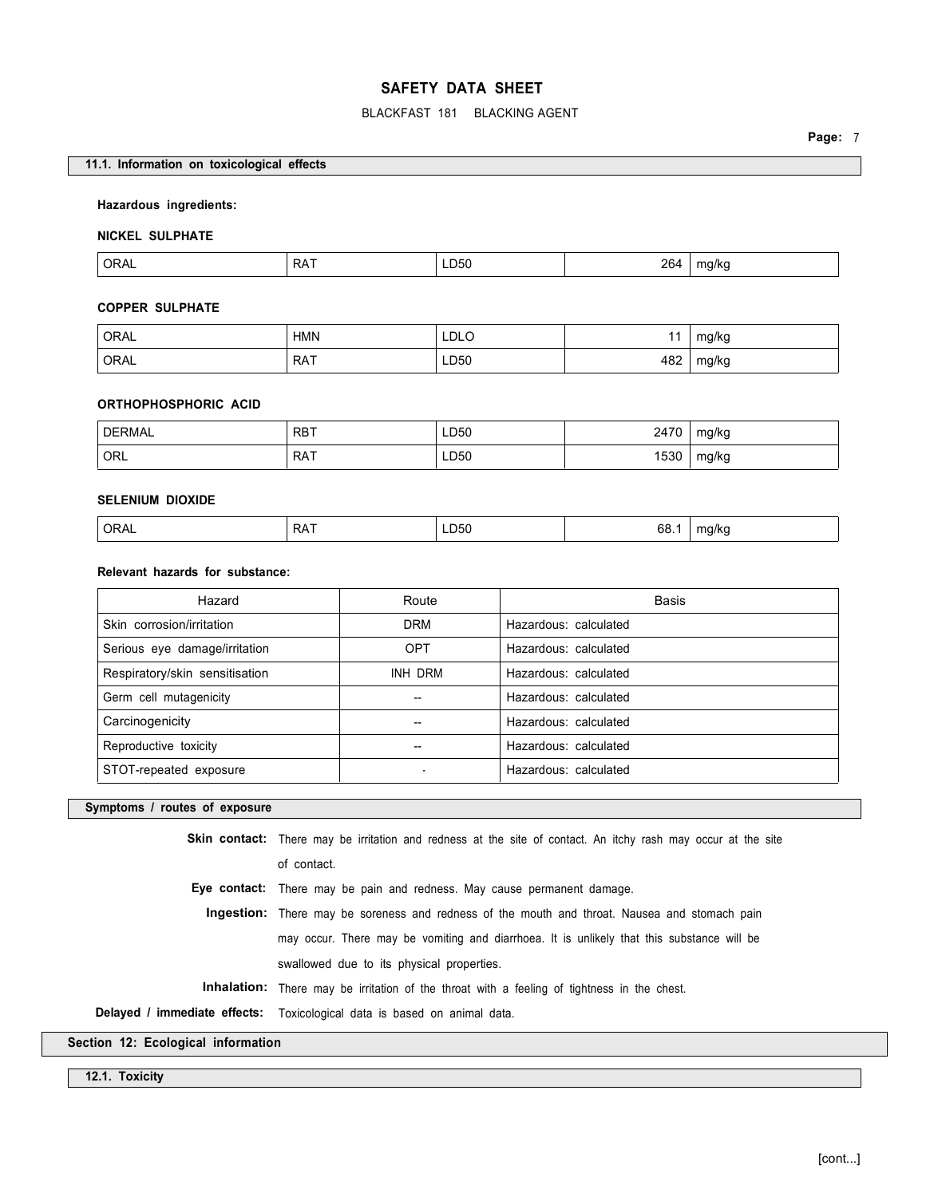### 11.1. Information on toxicological effects

**Hazardous ingredients:**

**NICKEL SULPHATE**

| ORAL | RAT | LD50 | 264 | mg/kg |
|---|---|---|---|---|

**COPPER SULPHATE**

| ORAL | HMN | LDLO | 11 | mg/kg |
|---|---|---|---|---|
| ORAL | RAT | LD50 | 482 | mg/kg |

**ORTHOPHOSPHORIC ACID**

| DERMAL | RBT | LD50 | 2470 | mg/kg |
|---|---|---|---|---|
| ORL | RAT | LD50 | 1530 | mg/kg |

**SELENIUM DIOXIDE**

| ORAL | RAT | LD50 | 68.1 | mg/kg |
|---|---|---|---|---|

**Relevant hazards for substance:**

| Hazard | Route | Basis |
|---|---|---|
| Skin corrosion/irritation | DRM | Hazardous: calculated |
| Serious eye damage/irritation | OPT | Hazardous: calculated |
| Respiratory/skin sensitisation | INH DRM | Hazardous: calculated |
| Germ cell mutagenicity | -- | Hazardous: calculated |
| Carcinogenicity | -- | Hazardous: calculated |
| Reproductive toxicity | -- | Hazardous: calculated |
| STOT-repeated exposure | - | Hazardous: calculated |

### Symptoms / routes of exposure

**Skin contact:** There may be irritation and redness at the site of contact. An itchy rash may occur at the site of contact.

**Eye contact:** There may be pain and redness. May cause permanent damage.

**Ingestion:** There may be soreness and redness of the mouth and throat. Nausea and stomach pain may occur. There may be vomiting and diarrhoea. It is unlikely that this substance will be swallowed due to its physical properties.

**Inhalation:** There may be irritation of the throat with a feeling of tightness in the chest.

**Delayed / immediate effects:** Toxicological data is based on animal data.

## Section 12: Ecological information

### 12.1. Toxicity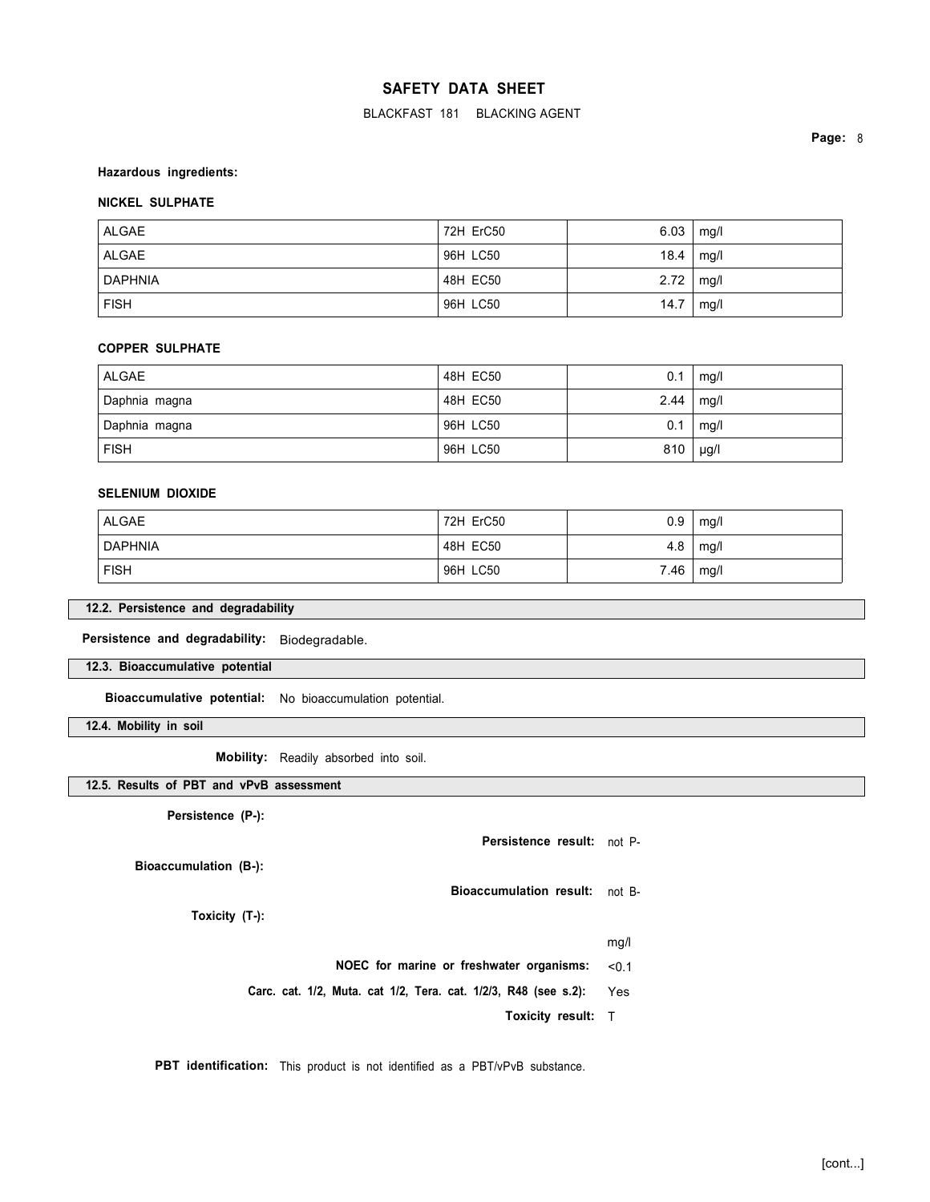**Hazardous ingredients:**

**NICKEL SULPHATE**

| ALGAE | 72H ErC50 | 6.03 | mg/l |
|---|---|---|---|
| ALGAE | 96H LC50 | 18.4 | mg/l |
| DAPHNIA | 48H EC50 | 2.72 | mg/l |
| FISH | 96H LC50 | 14.7 | mg/l |

**COPPER SULPHATE**

| ALGAE | 48H EC50 | 0.1 | mg/l |
|---|---|---|---|
| Daphnia magna | 48H EC50 | 2.44 | mg/l |
| Daphnia magna | 96H LC50 | 0.1 | mg/l |
| FISH | 96H LC50 | 810 | µg/l |

**SELENIUM DIOXIDE**

| ALGAE | 72H ErC50 | 0.9 | mg/l |
|---|---|---|---|
| DAPHNIA | 48H EC50 | 4.8 | mg/l |
| FISH | 96H LC50 | 7.46 | mg/l |

## 12.2. Persistence and degradability

**Persistence and degradability:** Biodegradable.

## 12.3. Bioaccumulative potential

**Bioaccumulative potential:** No bioaccumulation potential.

## 12.4. Mobility in soil

**Mobility:** Readily absorbed into soil.

## 12.5. Results of PBT and vPvB assessment

**Persistence (P-):**

**Persistence result:** not P-

**Bioaccumulation (B-):**

**Bioaccumulation result:** not B-

**Toxicity (T-):**

mg/l

**NOEC for marine or freshwater organisms:** <0.1

**Carc. cat. 1/2, Muta. cat 1/2, Tera. cat. 1/2/3, R48 (see s.2):** Yes

**Toxicity result:** T

**PBT identification:** This product is not identified as a PBT/vPvB substance.

[cont...]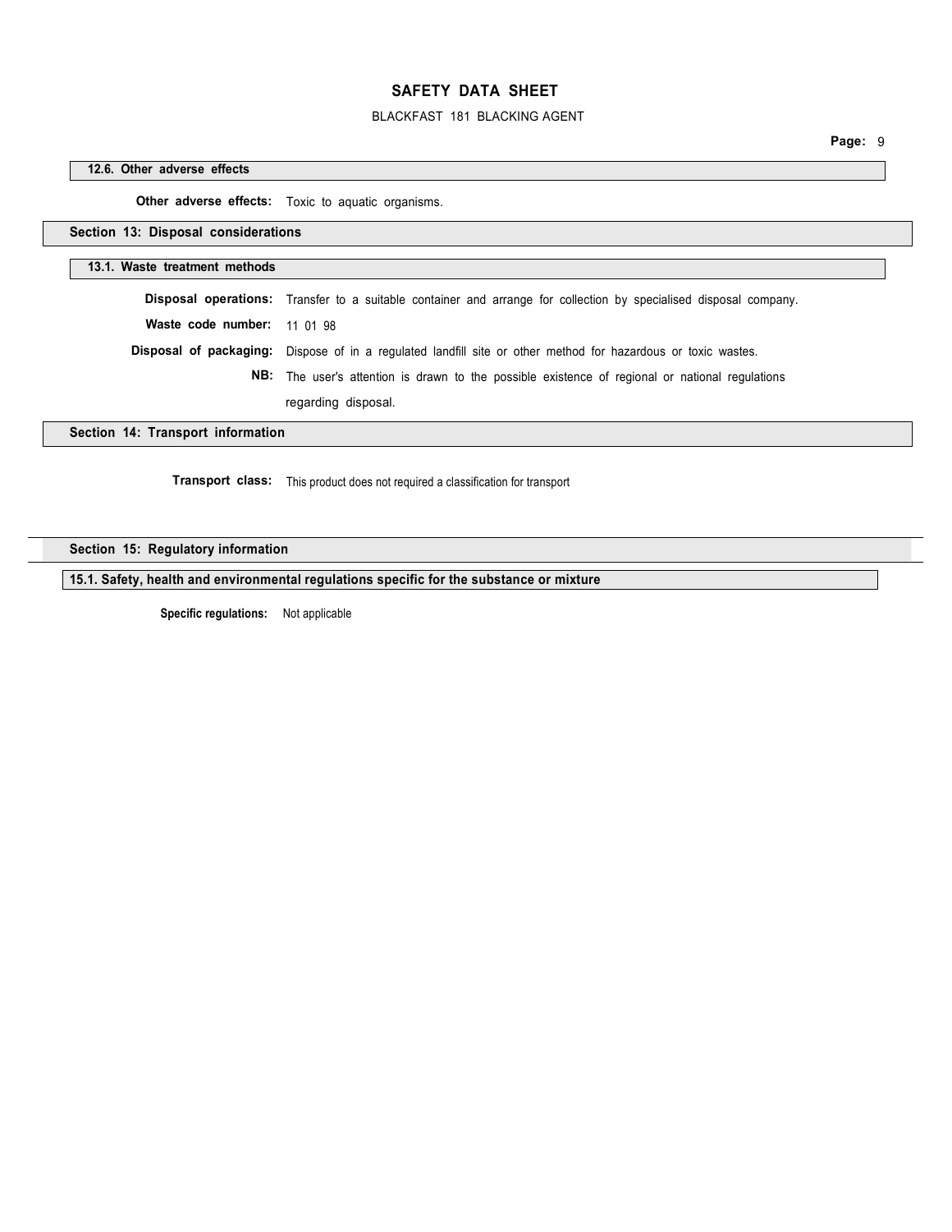### 12.6. Other adverse effects

**Other adverse effects:** Toxic to aquatic organisms.

## Section 13: Disposal considerations

### 13.1. Waste treatment methods

**Disposal operations:** Transfer to a suitable container and arrange for collection by specialised disposal company.

**Waste code number:** 11 01 98

**Disposal of packaging:** Dispose of in a regulated landfill site or other method for hazardous or toxic wastes.

**NB:** The user's attention is drawn to the possible existence of regional or national regulations regarding disposal.

## Section 14: Transport information

**Transport class:** This product does not required a classification for transport

## Section 15: Regulatory information

### 15.1. Safety, health and environmental regulations specific for the substance or mixture

**Specific regulations:** Not applicable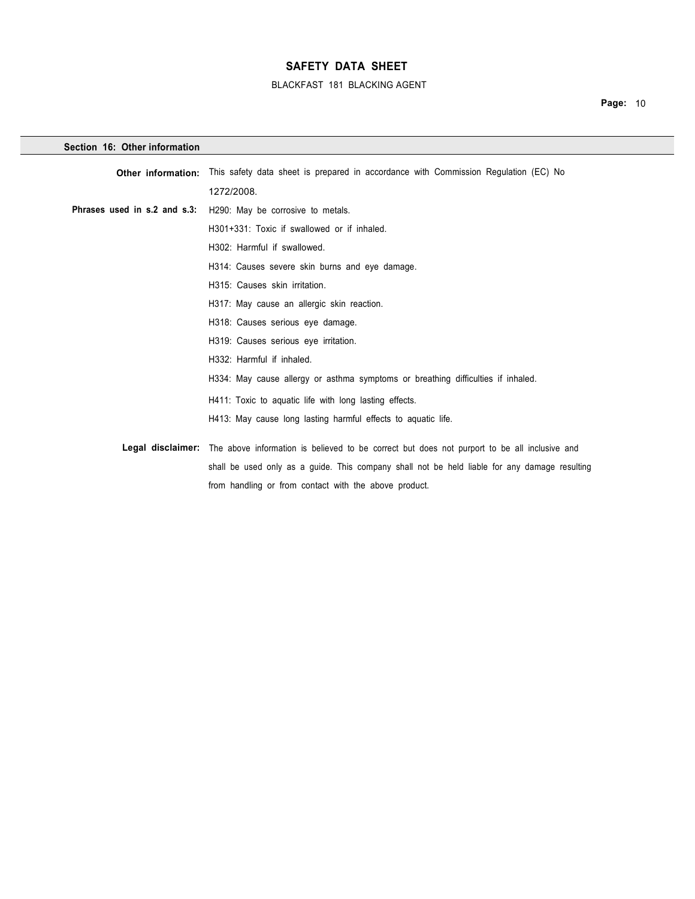## Section 16: Other information

**Other information:** This safety data sheet is prepared in accordance with Commission Regulation (EC) No 1272/2008.

**Phrases used in s.2 and s.3:**

H290: May be corrosive to metals.

H301+331: Toxic if swallowed or if inhaled.

H302: Harmful if swallowed.

H314: Causes severe skin burns and eye damage.

H315: Causes skin irritation.

H317: May cause an allergic skin reaction.

H318: Causes serious eye damage.

H319: Causes serious eye irritation.

H332: Harmful if inhaled.

H334: May cause allergy or asthma symptoms or breathing difficulties if inhaled.

H411: Toxic to aquatic life with long lasting effects.

H413: May cause long lasting harmful effects to aquatic life.

**Legal disclaimer:** The above information is believed to be correct but does not purport to be all inclusive and shall be used only as a guide. This company shall not be held liable for any damage resulting from handling or from contact with the above product.